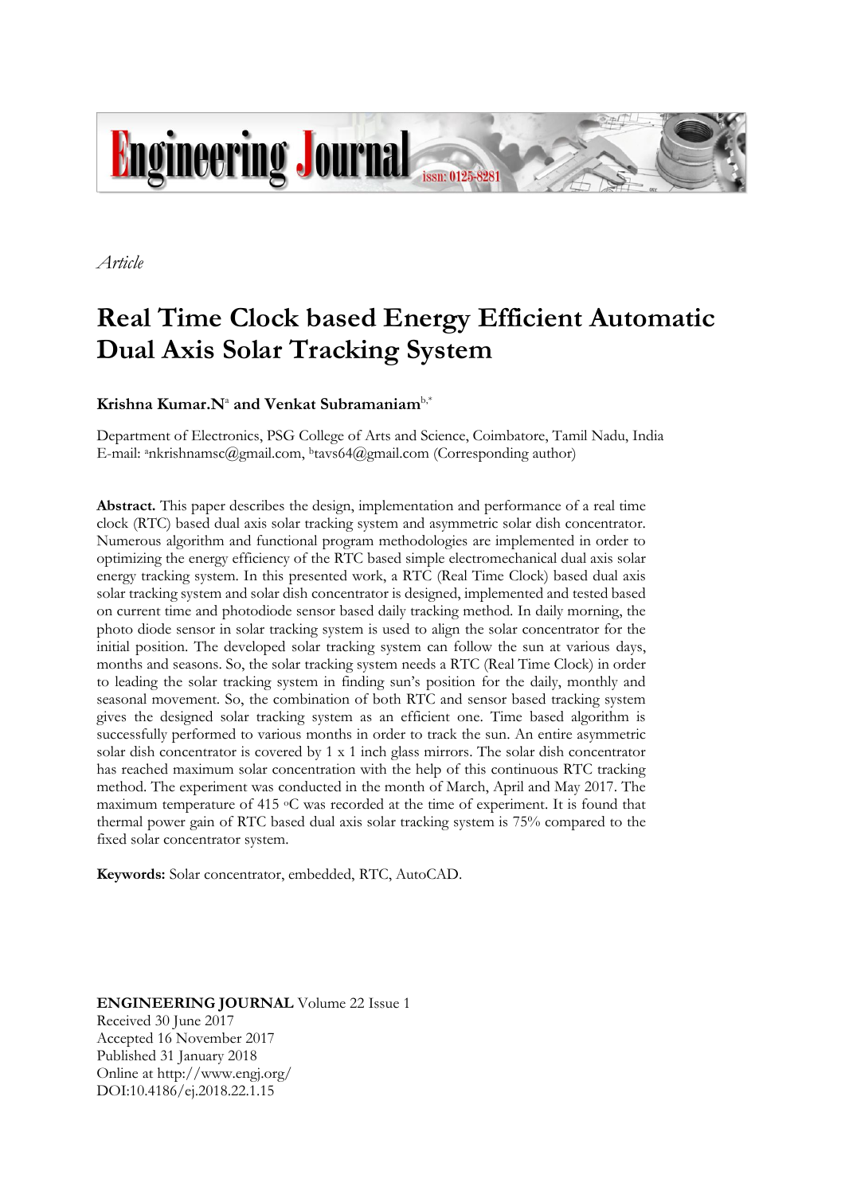*Article*

# Real Time Clock based Energy Efficient Automatic Dual Axis Solar Tracking System

**Krishna Kumar.N**[a] **and Venkat Subramaniam**[b,*]

Department of Electronics, PSG College of Arts and Science, Coimbatore, Tamil Nadu, India
E-mail: [a]nkrishnamsc@gmail.com, [b]tavs64@gmail.com (Corresponding author)

**Abstract.** This paper describes the design, implementation and performance of a real time clock (RTC) based dual axis solar tracking system and asymmetric solar dish concentrator. Numerous algorithm and functional program methodologies are implemented in order to optimizing the energy efficiency of the RTC based simple electromechanical dual axis solar energy tracking system. In this presented work, a RTC (Real Time Clock) based dual axis solar tracking system and solar dish concentrator is designed, implemented and tested based on current time and photodiode sensor based daily tracking method. In daily morning, the photo diode sensor in solar tracking system is used to align the solar concentrator for the initial position. The developed solar tracking system can follow the sun at various days, months and seasons. So, the solar tracking system needs a RTC (Real Time Clock) in order to leading the solar tracking system in finding sun's position for the daily, monthly and seasonal movement. So, the combination of both RTC and sensor based tracking system gives the designed solar tracking system as an efficient one. Time based algorithm is successfully performed to various months in order to track the sun. An entire asymmetric solar dish concentrator is covered by 1 x 1 inch glass mirrors. The solar dish concentrator has reached maximum solar concentration with the help of this continuous RTC tracking method. The experiment was conducted in the month of March, April and May 2017. The maximum temperature of 415 $^{o}$C was recorded at the time of experiment. It is found that thermal power gain of RTC based dual axis solar tracking system is 75% compared to the fixed solar concentrator system.

**Keywords:** Solar concentrator, embedded, RTC, AutoCAD.

**ENGINEERING JOURNAL** Volume 22 Issue 1
Received 30 June 2017
Accepted 16 November 2017
Published 31 January 2018
Online at http://www.engj.org/
DOI:10.4186/ej.2018.22.1.15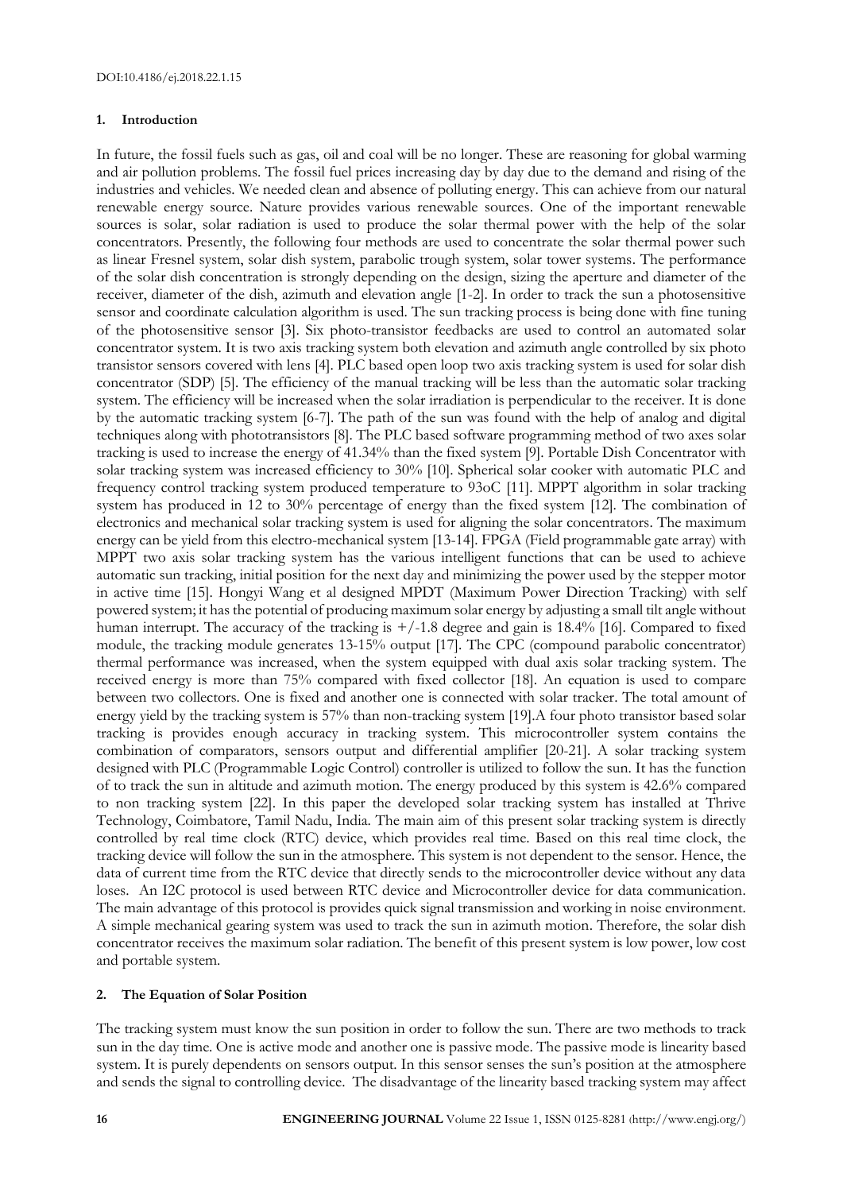DOI:10.4186/ej.2018.22.1.15

## 1. Introduction

In future, the fossil fuels such as gas, oil and coal will be no longer. These are reasoning for global warming and air pollution problems. The fossil fuel prices increasing day by day due to the demand and rising of the industries and vehicles. We needed clean and absence of polluting energy. This can achieve from our natural renewable energy source. Nature provides various renewable sources. One of the important renewable sources is solar, solar radiation is used to produce the solar thermal power with the help of the solar concentrators. Presently, the following four methods are used to concentrate the solar thermal power such as linear Fresnel system, solar dish system, parabolic trough system, solar tower systems. The performance of the solar dish concentration is strongly depending on the design, sizing the aperture and diameter of the receiver, diameter of the dish, azimuth and elevation angle [1-2]. In order to track the sun a photosensitive sensor and coordinate calculation algorithm is used. The sun tracking process is being done with fine tuning of the photosensitive sensor [3]. Six photo-transistor feedbacks are used to control an automated solar concentrator system. It is two axis tracking system both elevation and azimuth angle controlled by six photo transistor sensors covered with lens [4]. PLC based open loop two axis tracking system is used for solar dish concentrator (SDP) [5]. The efficiency of the manual tracking will be less than the automatic solar tracking system. The efficiency will be increased when the solar irradiation is perpendicular to the receiver. It is done by the automatic tracking system [6-7]. The path of the sun was found with the help of analog and digital techniques along with phototransistors [8]. The PLC based software programming method of two axes solar tracking is used to increase the energy of 41.34% than the fixed system [9]. Portable Dish Concentrator with solar tracking system was increased efficiency to 30% [10]. Spherical solar cooker with automatic PLC and frequency control tracking system produced temperature to 93oC [11]. MPPT algorithm in solar tracking system has produced in 12 to 30% percentage of energy than the fixed system [12]. The combination of electronics and mechanical solar tracking system is used for aligning the solar concentrators. The maximum energy can be yield from this electro-mechanical system [13-14]. FPGA (Field programmable gate array) with MPPT two axis solar tracking system has the various intelligent functions that can be used to achieve automatic sun tracking, initial position for the next day and minimizing the power used by the stepper motor in active time [15]. Hongyi Wang et al designed MPDT (Maximum Power Direction Tracking) with self powered system; it has the potential of producing maximum solar energy by adjusting a small tilt angle without human interrupt. The accuracy of the tracking is +/-1.8 degree and gain is 18.4% [16]. Compared to fixed module, the tracking module generates 13-15% output [17]. The CPC (compound parabolic concentrator) thermal performance was increased, when the system equipped with dual axis solar tracking system. The received energy is more than 75% compared with fixed collector [18]. An equation is used to compare between two collectors. One is fixed and another one is connected with solar tracker. The total amount of energy yield by the tracking system is 57% than non-tracking system [19].A four photo transistor based solar tracking is provides enough accuracy in tracking system. This microcontroller system contains the combination of comparators, sensors output and differential amplifier [20-21]. A solar tracking system designed with PLC (Programmable Logic Control) controller is utilized to follow the sun. It has the function of to track the sun in altitude and azimuth motion. The energy produced by this system is 42.6% compared to non tracking system [22]. In this paper the developed solar tracking system has installed at Thrive Technology, Coimbatore, Tamil Nadu, India. The main aim of this present solar tracking system is directly controlled by real time clock (RTC) device, which provides real time. Based on this real time clock, the tracking device will follow the sun in the atmosphere. This system is not dependent to the sensor. Hence, the data of current time from the RTC device that directly sends to the microcontroller device without any data loses. An I2C protocol is used between RTC device and Microcontroller device for data communication. The main advantage of this protocol is provides quick signal transmission and working in noise environment. A simple mechanical gearing system was used to track the sun in azimuth motion. Therefore, the solar dish concentrator receives the maximum solar radiation. The benefit of this present system is low power, low cost and portable system.

## 2. The Equation of Solar Position

The tracking system must know the sun position in order to follow the sun. There are two methods to track sun in the day time. One is active mode and another one is passive mode. The passive mode is linearity based system. It is purely dependents on sensors output. In this sensor senses the sun's position at the atmosphere and sends the signal to controlling device. The disadvantage of the linearity based tracking system may affect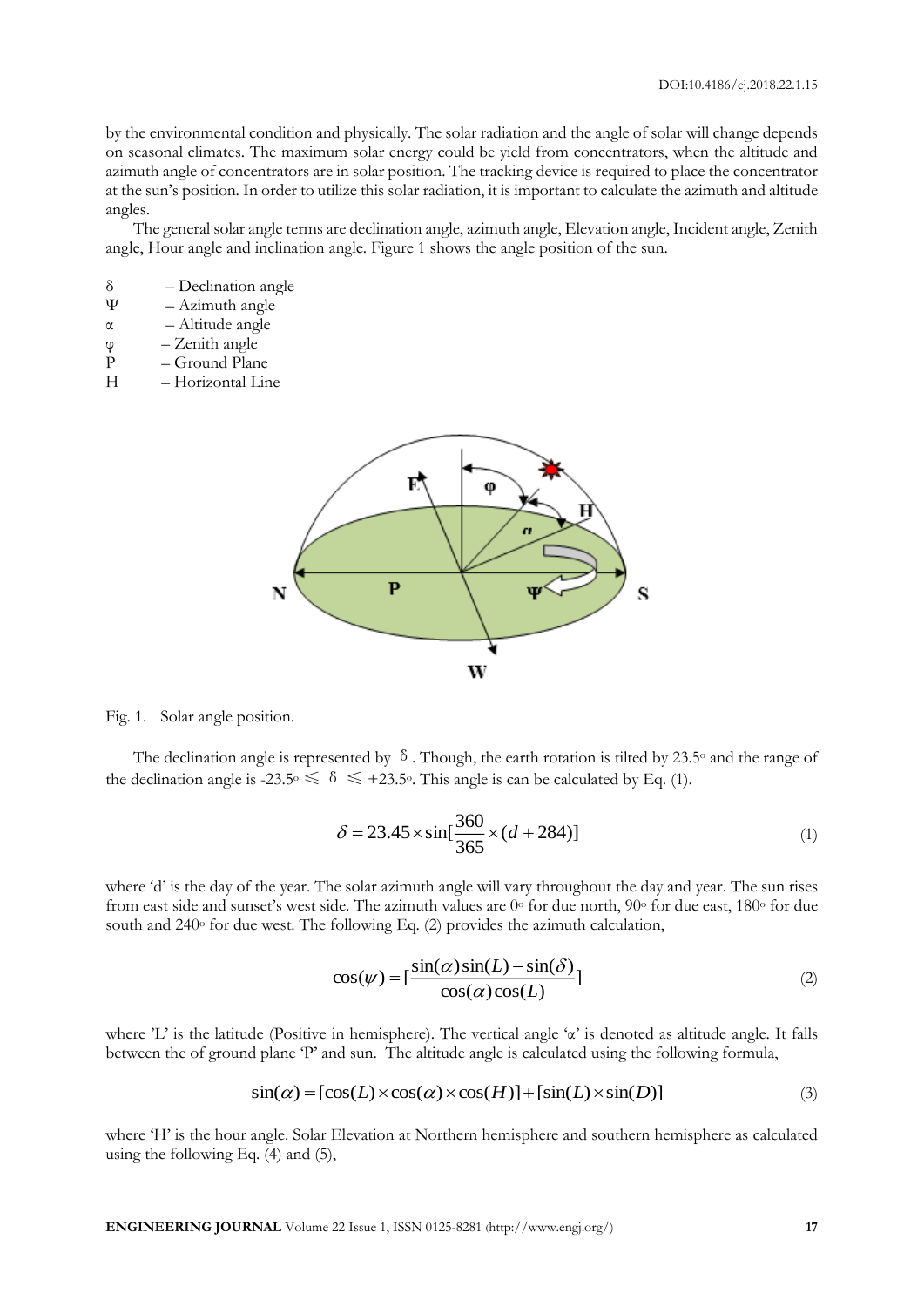by the environmental condition and physically. The solar radiation and the angle of solar will change depends on seasonal climates. The maximum solar energy could be yield from concentrators, when the altitude and azimuth angle of concentrators are in solar position. The tracking device is required to place the concentrator at the sun's position. In order to utilize this solar radiation, it is important to calculate the azimuth and altitude angles.

The general solar angle terms are declination angle, azimuth angle, Elevation angle, Incident angle, Zenith angle, Hour angle and inclination angle. Figure 1 shows the angle position of the sun.

- $\delta$ – Declination angle
- $\Psi$ – Azimuth angle
- $\alpha$ – Altitude angle
- $\varphi$ – Zenith angle
- P – Ground Plane
- H – Horizontal Line

Fig. 1. Solar angle position.

The declination angle is represented by $\delta$. Though, the earth rotation is tilted by 23.5° and the range of the declination angle is -23.5° $\leqslant \delta \leqslant$ +23.5°. This angle is can be calculated by Eq. (1).

$$\delta = 23.45 \times \sin[\frac{360}{365} \times (d + 284)] \tag{1}$$

where 'd' is the day of the year. The solar azimuth angle will vary throughout the day and year. The sun rises from east side and sunset's west side. The azimuth values are 0° for due north, 90° for due east, 180° for due south and 240° for due west. The following Eq. (2) provides the azimuth calculation,

$$\cos(\psi) = [\frac{\sin(\alpha)\sin(L) - \sin(\delta)}{\cos(\alpha)\cos(L)}] \tag{2}$$

where 'L' is the latitude (Positive in hemisphere). The vertical angle '$\alpha$' is denoted as altitude angle. It falls between the of ground plane 'P' and sun. The altitude angle is calculated using the following formula,

$$\sin(\alpha) = [\cos(L) \times \cos(\alpha) \times \cos(H)] + [\sin(L) \times \sin(D)] \tag{3}$$

where 'H' is the hour angle. Solar Elevation at Northern hemisphere and southern hemisphere as calculated using the following Eq. (4) and (5),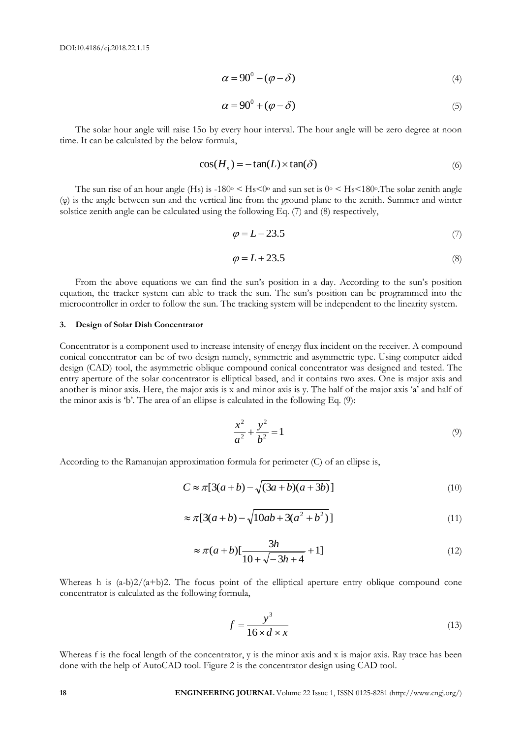$$\alpha = 90^0 - (\varphi - \delta) \tag{4}$$

$$\alpha = 90^0 + (\varphi - \delta) \tag{5}$$

The solar hour angle will raise 15o by every hour interval. The hour angle will be zero degree at noon time. It can be calculated by the below formula,

$$\cos(H_s) = -\tan(L) \times \tan(\delta) \tag{6}$$

The sun rise of an hour angle (Hs) is $-180^o < Hs < 0^o$ and sun set is $0^o < Hs < 180^o$.The solar zenith angle ($\varphi$) is the angle between sun and the vertical line from the ground plane to the zenith. Summer and winter solstice zenith angle can be calculated using the following Eq. (7) and (8) respectively,

$$\varphi = L - 23.5 \tag{7}$$

$$\varphi = L + 23.5 \tag{8}$$

From the above equations we can find the sun's position in a day. According to the sun's position equation, the tracker system can able to track the sun. The sun's position can be programmed into the microcontroller in order to follow the sun. The tracking system will be independent to the linearity system.

### 3. Design of Solar Dish Concentrator

Concentrator is a component used to increase intensity of energy flux incident on the receiver. A compound conical concentrator can be of two design namely, symmetric and asymmetric type. Using computer aided design (CAD) tool, the asymmetric oblique compound conical concentrator was designed and tested. The entry aperture of the solar concentrator is elliptical based, and it contains two axes. One is major axis and another is minor axis. Here, the major axis is x and minor axis is y. The half of the major axis 'a' and half of the minor axis is 'b'. The area of an ellipse is calculated in the following Eq. (9):

$$\frac{x^2}{a^2} + \frac{y^2}{b^2} = 1 \tag{9}$$

According to the Ramanujan approximation formula for perimeter (C) of an ellipse is,

$$C \approx \pi[3(a+b) - \sqrt{(3a+b)(a+3b)}] \tag{10}$$

$$\approx \pi[3(a+b) - \sqrt{10ab + 3(a^2 + b^2)}] \tag{11}$$

$$\approx \pi(a+b)[\frac{3h}{10 + \sqrt{-3h+4}} + 1] \tag{12}$$

Whereas h is (a-b)2/(a+b)2. The focus point of the elliptical aperture entry oblique compound cone concentrator is calculated as the following formula,

$$f = \frac{y^3}{16 \times d \times x} \tag{13}$$

Whereas f is the focal length of the concentrator, y is the minor axis and x is major axis. Ray trace has been done with the help of AutoCAD tool. Figure 2 is the concentrator design using CAD tool.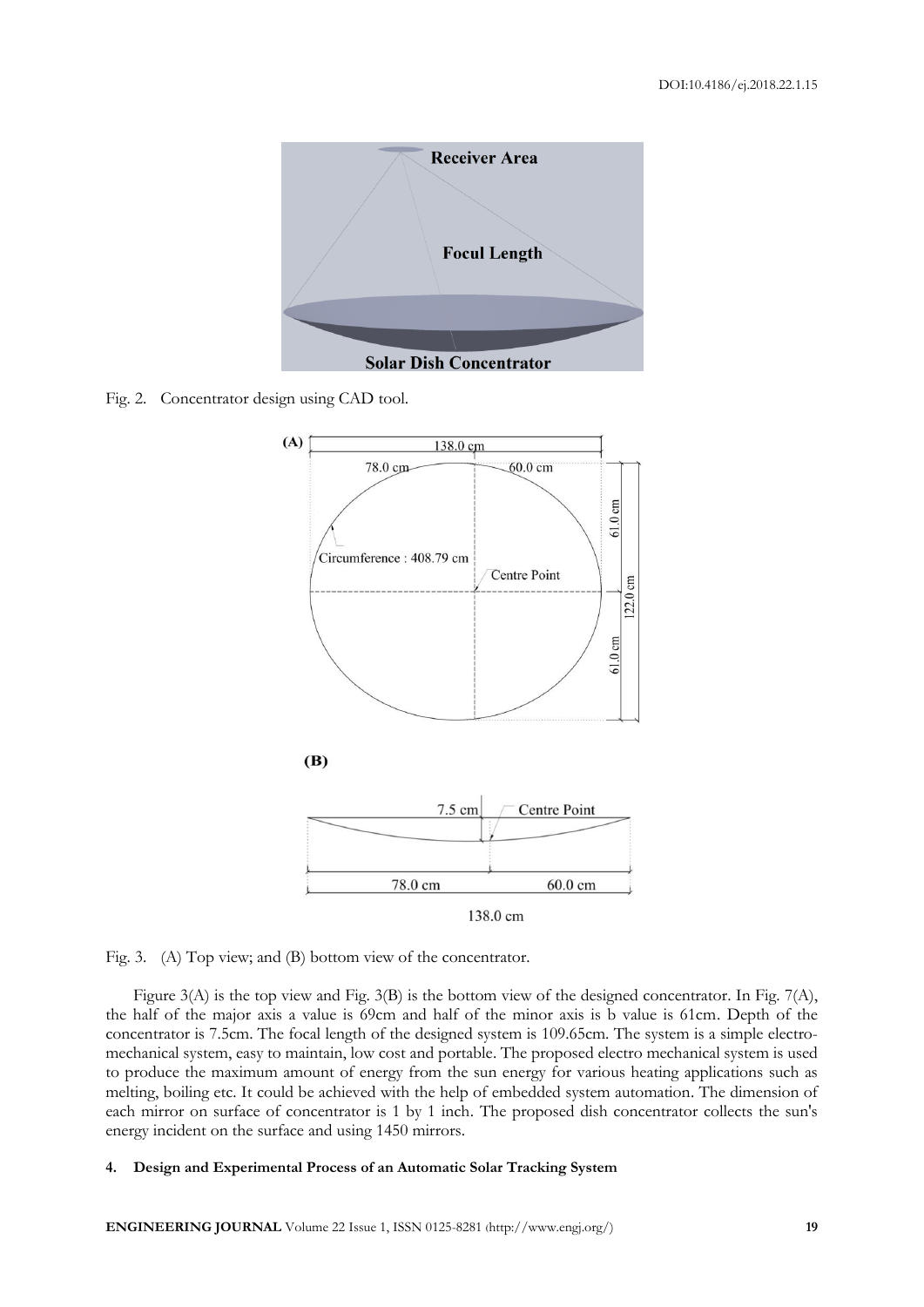Fig. 2. Concentrator design using CAD tool.

Fig. 3. (A) Top view; and (B) bottom view of the concentrator.

Figure 3(A) is the top view and Fig. 3(B) is the bottom view of the designed concentrator. In Fig. 7(A), the half of the major axis a value is 69cm and half of the minor axis is b value is 61cm. Depth of the concentrator is 7.5cm. The focal length of the designed system is 109.65cm. The system is a simple electro-mechanical system, easy to maintain, low cost and portable. The proposed electro mechanical system is used to produce the maximum amount of energy from the sun energy for various heating applications such as melting, boiling etc. It could be achieved with the help of embedded system automation. The dimension of each mirror on surface of concentrator is 1 by 1 inch. The proposed dish concentrator collects the sun's energy incident on the surface and using 1450 mirrors.

#### 4. Design and Experimental Process of an Automatic Solar Tracking System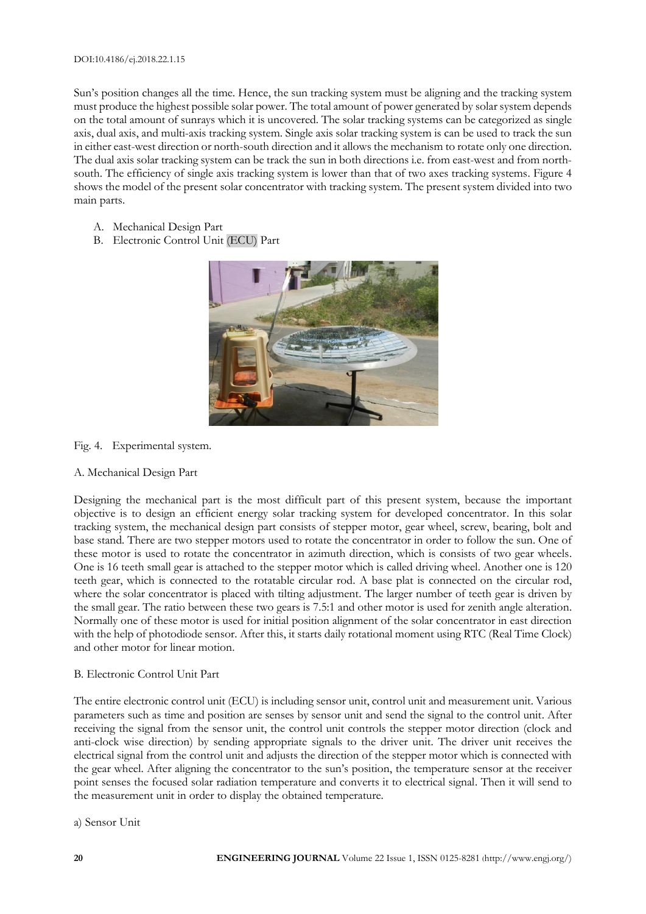Sun's position changes all the time. Hence, the sun tracking system must be aligning and the tracking system must produce the highest possible solar power. The total amount of power generated by solar system depends on the total amount of sunrays which it is uncovered. The solar tracking systems can be categorized as single axis, dual axis, and multi-axis tracking system. Single axis solar tracking system is can be used to track the sun in either east-west direction or north-south direction and it allows the mechanism to rotate only one direction. The dual axis solar tracking system can be track the sun in both directions i.e. from east-west and from north-south. The efficiency of single axis tracking system is lower than that of two axes tracking systems. Figure 4 shows the model of the present solar concentrator with tracking system. The present system divided into two main parts.

A. Mechanical Design Part
B. Electronic Control Unit (ECU) Part

Fig. 4. Experimental system.

A. Mechanical Design Part

Designing the mechanical part is the most difficult part of this present system, because the important objective is to design an efficient energy solar tracking system for developed concentrator. In this solar tracking system, the mechanical design part consists of stepper motor, gear wheel, screw, bearing, bolt and base stand. There are two stepper motors used to rotate the concentrator in order to follow the sun. One of these motor is used to rotate the concentrator in azimuth direction, which is consists of two gear wheels. One is 16 teeth small gear is attached to the stepper motor which is called driving wheel. Another one is 120 teeth gear, which is connected to the rotatable circular rod. A base plat is connected on the circular rod, where the solar concentrator is placed with tilting adjustment. The larger number of teeth gear is driven by the small gear. The ratio between these two gears is 7.5:1 and other motor is used for zenith angle alteration. Normally one of these motor is used for initial position alignment of the solar concentrator in east direction with the help of photodiode sensor. After this, it starts daily rotational moment using RTC (Real Time Clock) and other motor for linear motion.

B. Electronic Control Unit Part

The entire electronic control unit (ECU) is including sensor unit, control unit and measurement unit. Various parameters such as time and position are senses by sensor unit and send the signal to the control unit. After receiving the signal from the sensor unit, the control unit controls the stepper motor direction (clock and anti-clock wise direction) by sending appropriate signals to the driver unit. The driver unit receives the electrical signal from the control unit and adjusts the direction of the stepper motor which is connected with the gear wheel. After aligning the concentrator to the sun's position, the temperature sensor at the receiver point senses the focused solar radiation temperature and converts it to electrical signal. Then it will send to the measurement unit in order to display the obtained temperature.

a) Sensor Unit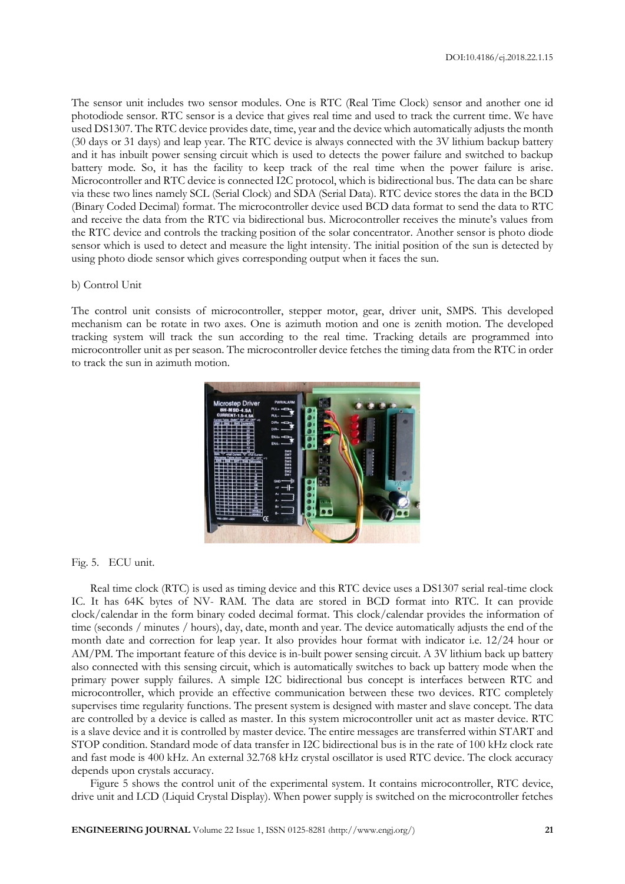The sensor unit includes two sensor modules. One is RTC (Real Time Clock) sensor and another one id photodiode sensor. RTC sensor is a device that gives real time and used to track the current time. We have used DS1307. The RTC device provides date, time, year and the device which automatically adjusts the month (30 days or 31 days) and leap year. The RTC device is always connected with the 3V lithium backup battery and it has inbuilt power sensing circuit which is used to detects the power failure and switched to backup battery mode. So, it has the facility to keep track of the real time when the power failure is arise. Microcontroller and RTC device is connected I2C protocol, which is bidirectional bus. The data can be share via these two lines namely SCL (Serial Clock) and SDA (Serial Data). RTC device stores the data in the BCD (Binary Coded Decimal) format. The microcontroller device used BCD data format to send the data to RTC and receive the data from the RTC via bidirectional bus. Microcontroller receives the minute's values from the RTC device and controls the tracking position of the solar concentrator. Another sensor is photo diode sensor which is used to detect and measure the light intensity. The initial position of the sun is detected by using photo diode sensor which gives corresponding output when it faces the sun.

b) Control Unit

The control unit consists of microcontroller, stepper motor, gear, driver unit, SMPS. This developed mechanism can be rotate in two axes. One is azimuth motion and one is zenith motion. The developed tracking system will track the sun according to the real time. Tracking details are programmed into microcontroller unit as per season. The microcontroller device fetches the timing data from the RTC in order to track the sun in azimuth motion.

Fig. 5. ECU unit.

Real time clock (RTC) is used as timing device and this RTC device uses a DS1307 serial real-time clock IC. It has 64K bytes of NV- RAM. The data are stored in BCD format into RTC. It can provide clock/calendar in the form binary coded decimal format. This clock/calendar provides the information of time (seconds / minutes / hours), day, date, month and year. The device automatically adjusts the end of the month date and correction for leap year. It also provides hour format with indicator i.e. 12/24 hour or AM/PM. The important feature of this device is in-built power sensing circuit. A 3V lithium back up battery also connected with this sensing circuit, which is automatically switches to back up battery mode when the primary power supply failures. A simple I2C bidirectional bus concept is interfaces between RTC and microcontroller, which provide an effective communication between these two devices. RTC completely supervises time regularity functions. The present system is designed with master and slave concept. The data are controlled by a device is called as master. In this system microcontroller unit act as master device. RTC is a slave device and it is controlled by master device. The entire messages are transferred within START and STOP condition. Standard mode of data transfer in I2C bidirectional bus is in the rate of 100 kHz clock rate and fast mode is 400 kHz. An external 32.768 kHz crystal oscillator is used RTC device. The clock accuracy depends upon crystals accuracy.

Figure 5 shows the control unit of the experimental system. It contains microcontroller, RTC device, drive unit and LCD (Liquid Crystal Display). When power supply is switched on the microcontroller fetches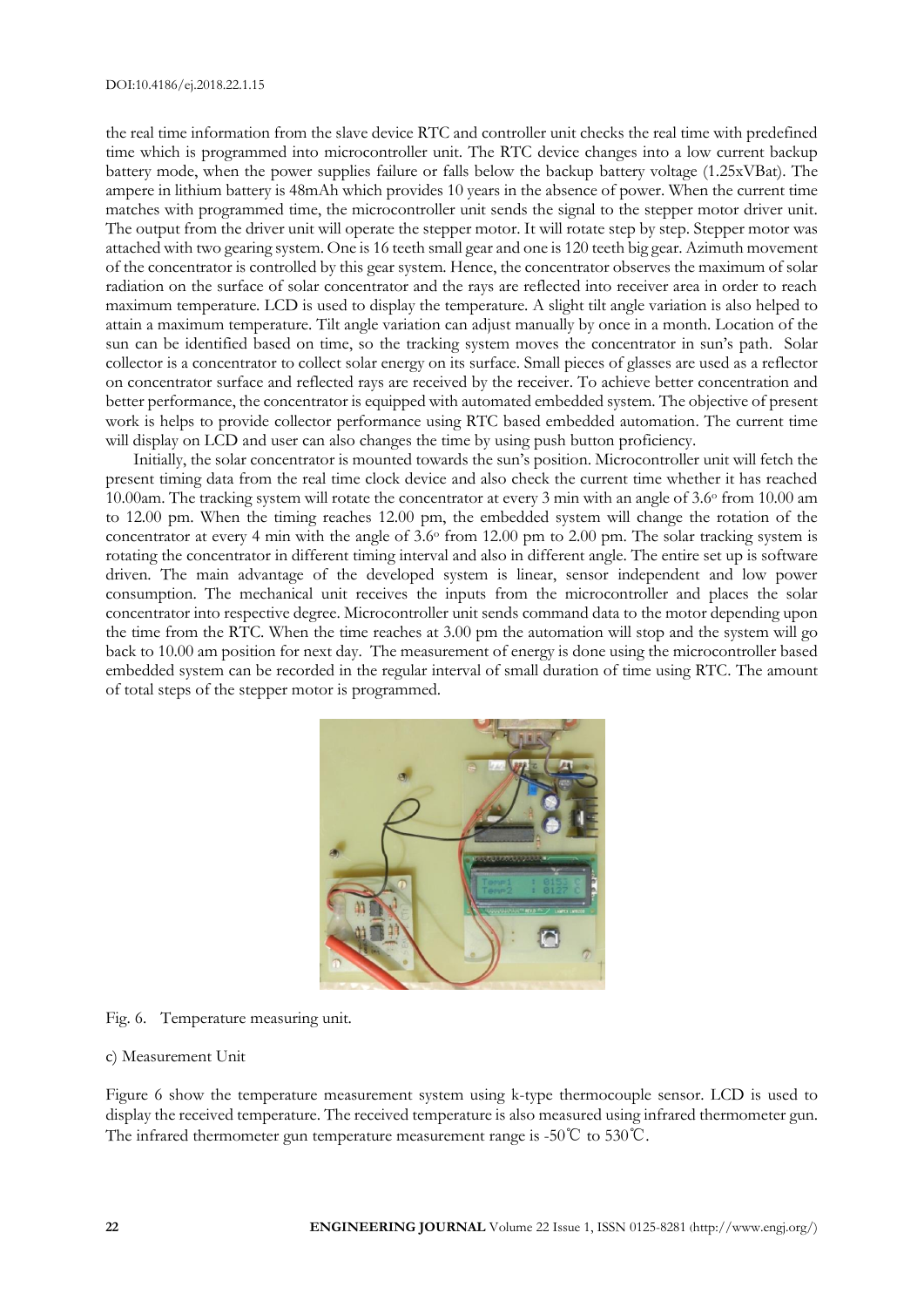the real time information from the slave device RTC and controller unit checks the real time with predefined time which is programmed into microcontroller unit. The RTC device changes into a low current backup battery mode, when the power supplies failure or falls below the backup battery voltage (1.25xVBat). The ampere in lithium battery is 48mAh which provides 10 years in the absence of power. When the current time matches with programmed time, the microcontroller unit sends the signal to the stepper motor driver unit. The output from the driver unit will operate the stepper motor. It will rotate step by step. Stepper motor was attached with two gearing system. One is 16 teeth small gear and one is 120 teeth big gear. Azimuth movement of the concentrator is controlled by this gear system. Hence, the concentrator observes the maximum of solar radiation on the surface of solar concentrator and the rays are reflected into receiver area in order to reach maximum temperature. LCD is used to display the temperature. A slight tilt angle variation is also helped to attain a maximum temperature. Tilt angle variation can adjust manually by once in a month. Location of the sun can be identified based on time, so the tracking system moves the concentrator in sun's path. Solar collector is a concentrator to collect solar energy on its surface. Small pieces of glasses are used as a reflector on concentrator surface and reflected rays are received by the receiver. To achieve better concentration and better performance, the concentrator is equipped with automated embedded system. The objective of present work is helps to provide collector performance using RTC based embedded automation. The current time will display on LCD and user can also changes the time by using push button proficiency.

Initially, the solar concentrator is mounted towards the sun's position. Microcontroller unit will fetch the present timing data from the real time clock device and also check the current time whether it has reached 10.00am. The tracking system will rotate the concentrator at every 3 min with an angle of 3.6$^{o}$ from 10.00 am to 12.00 pm. When the timing reaches 12.00 pm, the embedded system will change the rotation of the concentrator at every 4 min with the angle of 3.6$^{o}$ from 12.00 pm to 2.00 pm. The solar tracking system is rotating the concentrator in different timing interval and also in different angle. The entire set up is software driven. The main advantage of the developed system is linear, sensor independent and low power consumption. The mechanical unit receives the inputs from the microcontroller and places the solar concentrator into respective degree. Microcontroller unit sends command data to the motor depending upon the time from the RTC. When the time reaches at 3.00 pm the automation will stop and the system will go back to 10.00 am position for next day. The measurement of energy is done using the microcontroller based embedded system can be recorded in the regular interval of small duration of time using RTC. The amount of total steps of the stepper motor is programmed.

Fig. 6. Temperature measuring unit.

c) Measurement Unit

Figure 6 show the temperature measurement system using k-type thermocouple sensor. LCD is used to display the received temperature. The received temperature is also measured using infrared thermometer gun. The infrared thermometer gun temperature measurement range is -50℃ to 530℃.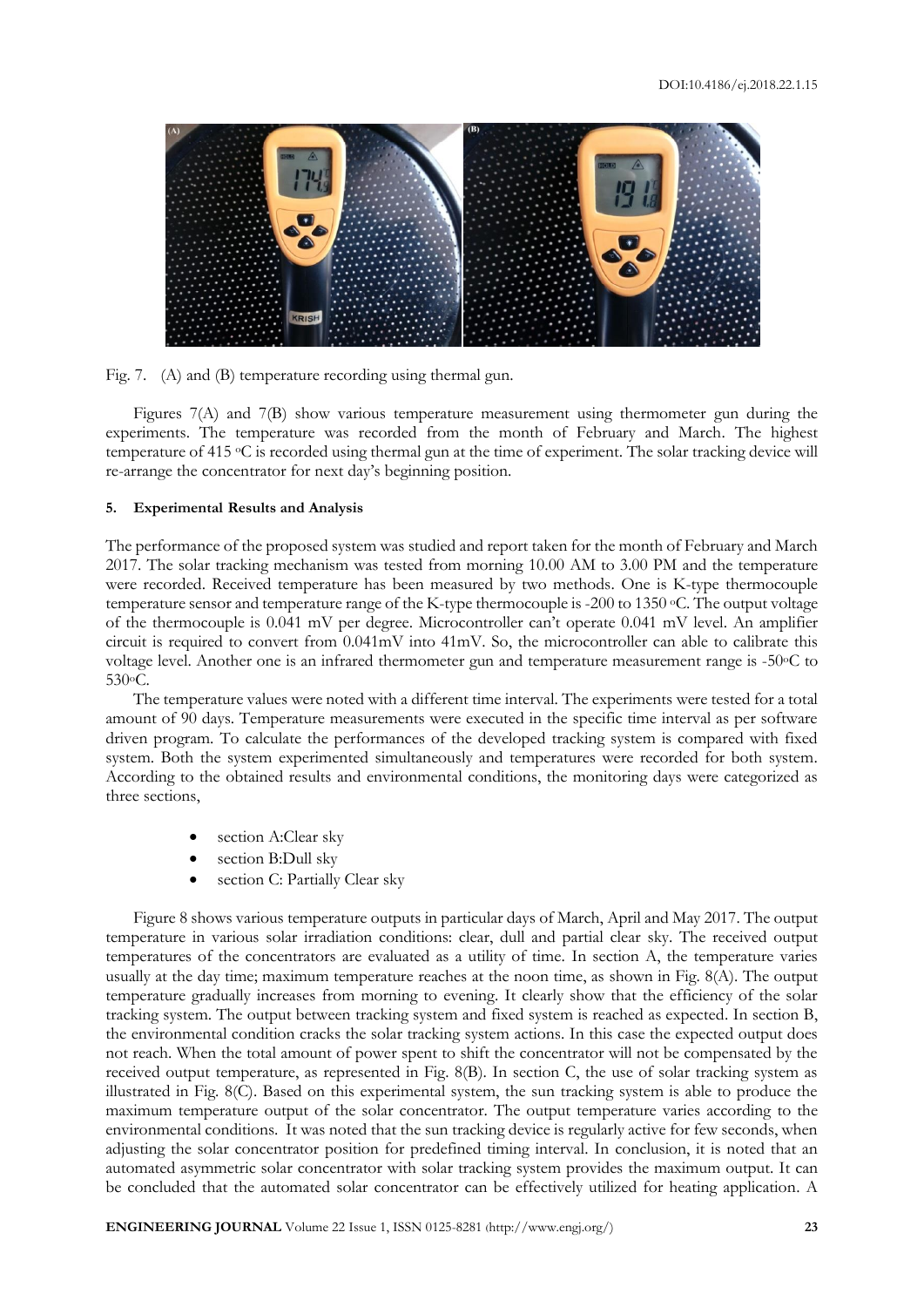Fig. 7. (A) and (B) temperature recording using thermal gun.

Figures 7(A) and 7(B) show various temperature measurement using thermometer gun during the experiments. The temperature was recorded from the month of February and March. The highest temperature of 415 °C is recorded using thermal gun at the time of experiment. The solar tracking device will re-arrange the concentrator for next day's beginning position.

#### 5. Experimental Results and Analysis

The performance of the proposed system was studied and report taken for the month of February and March 2017. The solar tracking mechanism was tested from morning 10.00 AM to 3.00 PM and the temperature were recorded. Received temperature has been measured by two methods. One is K-type thermocouple temperature sensor and temperature range of the K-type thermocouple is -200 to 1350 °C. The output voltage of the thermocouple is 0.041 mV per degree. Microcontroller can't operate 0.041 mV level. An amplifier circuit is required to convert from 0.041mV into 41mV. So, the microcontroller can able to calibrate this voltage level. Another one is an infrared thermometer gun and temperature measurement range is -50°C to 530°C.

The temperature values were noted with a different time interval. The experiments were tested for a total amount of 90 days. Temperature measurements were executed in the specific time interval as per software driven program. To calculate the performances of the developed tracking system is compared with fixed system. Both the system experimented simultaneously and temperatures were recorded for both system. According to the obtained results and environmental conditions, the monitoring days were categorized as three sections,

- section A:Clear sky
- section B:Dull sky
- section C: Partially Clear sky

Figure 8 shows various temperature outputs in particular days of March, April and May 2017. The output temperature in various solar irradiation conditions: clear, dull and partial clear sky. The received output temperatures of the concentrators are evaluated as a utility of time. In section A, the temperature varies usually at the day time; maximum temperature reaches at the noon time, as shown in Fig. 8(A). The output temperature gradually increases from morning to evening. It clearly show that the efficiency of the solar tracking system. The output between tracking system and fixed system is reached as expected. In section B, the environmental condition cracks the solar tracking system actions. In this case the expected output does not reach. When the total amount of power spent to shift the concentrator will not be compensated by the received output temperature, as represented in Fig. 8(B). In section C, the use of solar tracking system as illustrated in Fig. 8(C). Based on this experimental system, the sun tracking system is able to produce the maximum temperature output of the solar concentrator. The output temperature varies according to the environmental conditions. It was noted that the sun tracking device is regularly active for few seconds, when adjusting the solar concentrator position for predefined timing interval. In conclusion, it is noted that an automated asymmetric solar concentrator with solar tracking system provides the maximum output. It can be concluded that the automated solar concentrator can be effectively utilized for heating application. A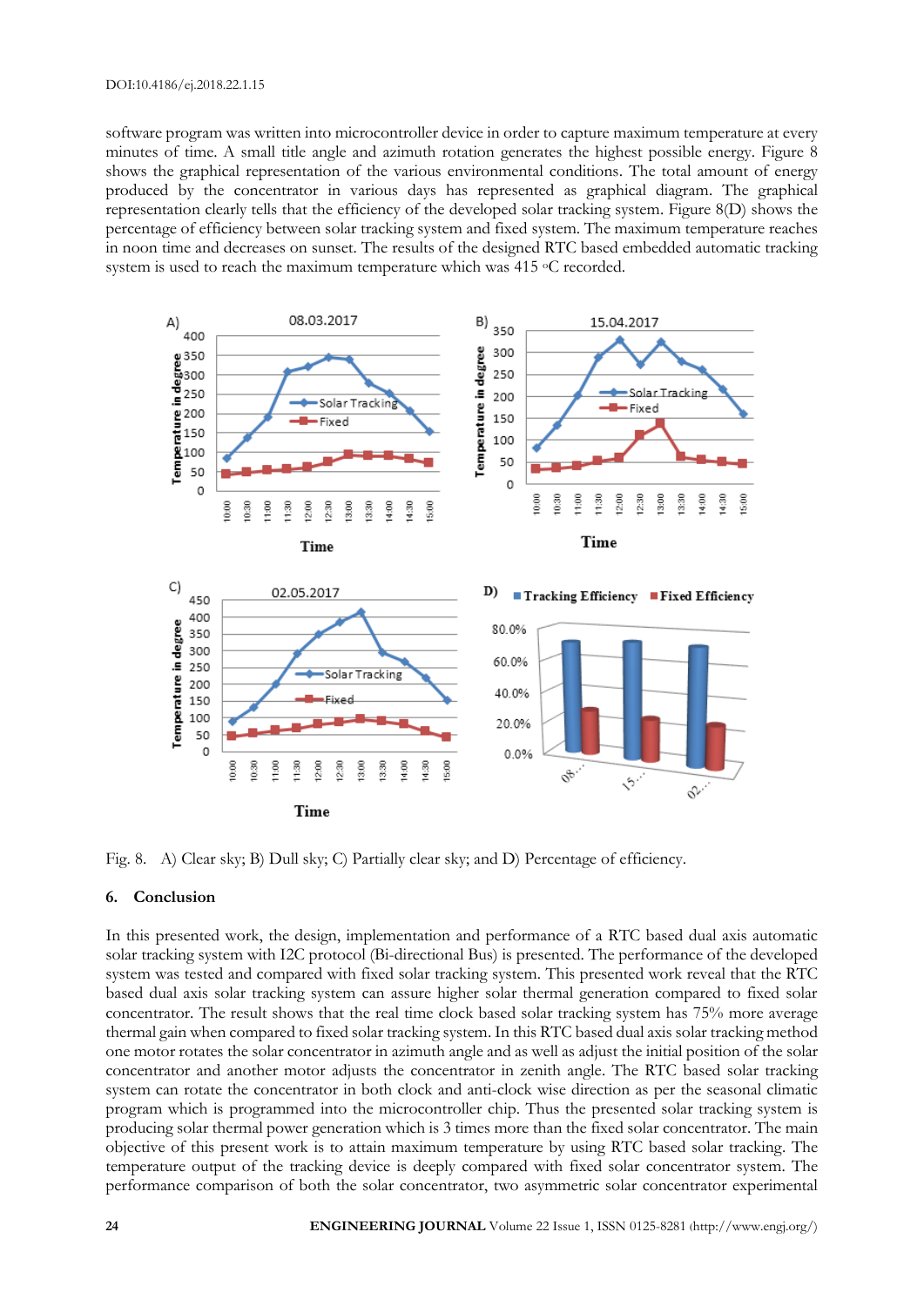software program was written into microcontroller device in order to capture maximum temperature at every minutes of time. A small title angle and azimuth rotation generates the highest possible energy. Figure 8 shows the graphical representation of the various environmental conditions. The total amount of energy produced by the concentrator in various days has represented as graphical diagram. The graphical representation clearly tells that the efficiency of the developed solar tracking system. Figure 8(D) shows the percentage of efficiency between solar tracking system and fixed system. The maximum temperature reaches in noon time and decreases on sunset. The results of the designed RTC based embedded automatic tracking system is used to reach the maximum temperature which was 415 °C recorded.

Fig. 8. A) Clear sky; B) Dull sky; C) Partially clear sky; and D) Percentage of efficiency.

## 6. Conclusion

In this presented work, the design, implementation and performance of a RTC based dual axis automatic solar tracking system with I2C protocol (Bi-directional Bus) is presented. The performance of the developed system was tested and compared with fixed solar tracking system. This presented work reveal that the RTC based dual axis solar tracking system can assure higher solar thermal generation compared to fixed solar concentrator. The result shows that the real time clock based solar tracking system has 75% more average thermal gain when compared to fixed solar tracking system. In this RTC based dual axis solar tracking method one motor rotates the solar concentrator in azimuth angle and as well as adjust the initial position of the solar concentrator and another motor adjusts the concentrator in zenith angle. The RTC based solar tracking system can rotate the concentrator in both clock and anti-clock wise direction as per the seasonal climatic program which is programmed into the microcontroller chip. Thus the presented solar tracking system is producing solar thermal power generation which is 3 times more than the fixed solar concentrator. The main objective of this present work is to attain maximum temperature by using RTC based solar tracking. The temperature output of the tracking device is deeply compared with fixed solar concentrator system. The performance comparison of both the solar concentrator, two asymmetric solar concentrator experimental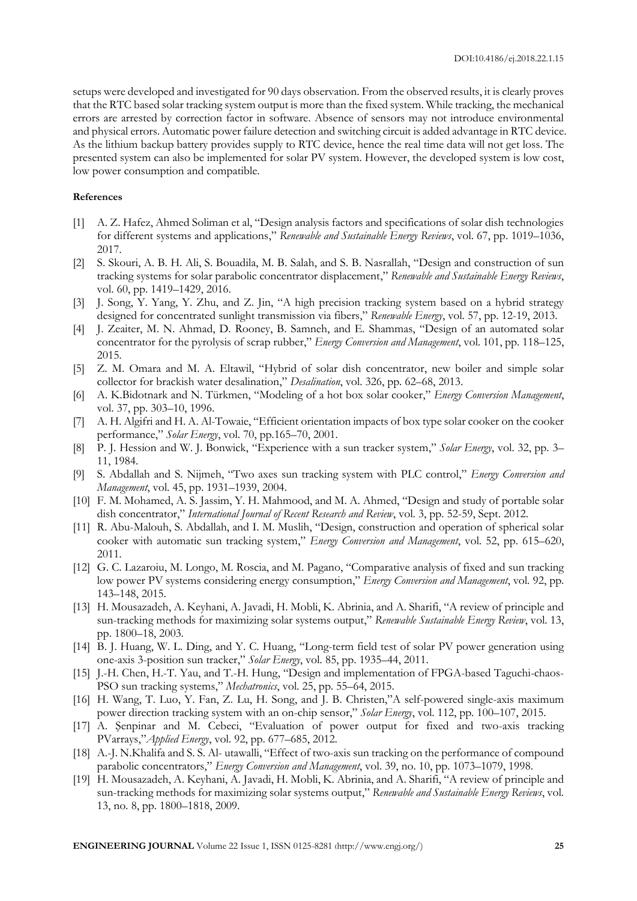setups were developed and investigated for 90 days observation. From the observed results, it is clearly proves that the RTC based solar tracking system output is more than the fixed system. While tracking, the mechanical errors are arrested by correction factor in software. Absence of sensors may not introduce environmental and physical errors. Automatic power failure detection and switching circuit is added advantage in RTC device. As the lithium backup battery provides supply to RTC device, hence the real time data will not get loss. The presented system can also be implemented for solar PV system. However, the developed system is low cost, low power consumption and compatible.

**References**

[1] A. Z. Hafez, Ahmed Soliman et al, "Design analysis factors and specifications of solar dish technologies for different systems and applications," *Renewable and Sustainable Energy Reviews*, vol. 67, pp. 1019–1036, 2017.

[2] S. Skouri, A. B. H. Ali, S. Bouadila, M. B. Salah, and S. B. Nasrallah, "Design and construction of sun tracking systems for solar parabolic concentrator displacement," *Renewable and Sustainable Energy Reviews*, vol. 60, pp. 1419–1429, 2016.

[3] J. Song, Y. Yang, Y. Zhu, and Z. Jin, "A high precision tracking system based on a hybrid strategy designed for concentrated sunlight transmission via fibers," *Renewable Energy*, vol. 57, pp. 12-19, 2013.

[4] J. Zeaiter, M. N. Ahmad, D. Rooney, B. Samneh, and E. Shammas, "Design of an automated solar concentrator for the pyrolysis of scrap rubber," *Energy Conversion and Management*, vol. 101, pp. 118–125, 2015.

[5] Z. M. Omara and M. A. Eltawil, "Hybrid of solar dish concentrator, new boiler and simple solar collector for brackish water desalination," *Desalination*, vol. 326, pp. 62–68, 2013.

[6] A. K.Bidotnark and N. Türkmen, "Modeling of a hot box solar cooker," *Energy Conversion Management*, vol. 37, pp. 303–10, 1996.

[7] A. H. Algifri and H. A. Al-Towaie, "Efficient orientation impacts of box type solar cooker on the cooker performance," *Solar Energy*, vol. 70, pp.165–70, 2001.

[8] P. J. Hession and W. J. Bonwick, "Experience with a sun tracker system," *Solar Energy*, vol. 32, pp. 3–11, 1984.

[9] S. Abdallah and S. Nijmeh, "Two axes sun tracking system with PLC control," *Energy Conversion and Management*, vol. 45, pp. 1931–1939, 2004.

[10] F. M. Mohamed, A. S. Jassim, Y. H. Mahmood, and M. A. Ahmed, "Design and study of portable solar dish concentrator," *International Journal of Recent Research and Review*, vol. 3, pp. 52-59, Sept. 2012.

[11] R. Abu-Malouh, S. Abdallah, and I. M. Muslih, "Design, construction and operation of spherical solar cooker with automatic sun tracking system," *Energy Conversion and Management*, vol. 52, pp. 615–620, 2011.

[12] G. C. Lazaroiu, M. Longo, M. Roscia, and M. Pagano, "Comparative analysis of fixed and sun tracking low power PV systems considering energy consumption," *Energy Conversion and Management*, vol. 92, pp. 143–148, 2015.

[13] H. Mousazadeh, A. Keyhani, A. Javadi, H. Mobli, K. Abrinia, and A. Sharifi, "A review of principle and sun-tracking methods for maximizing solar systems output," *Renewable Sustainable Energy Review*, vol. 13, pp. 1800–18, 2003.

[14] B. J. Huang, W. L. Ding, and Y. C. Huang, "Long-term field test of solar PV power generation using one-axis 3-position sun tracker," *Solar Energy*, vol. 85, pp. 1935–44, 2011.

[15] J.-H. Chen, H.-T. Yau, and T.-H. Hung, "Design and implementation of FPGA-based Taguchi-chaos-PSO sun tracking systems," *Mechatronics*, vol. 25, pp. 55–64, 2015.

[16] H. Wang, T. Luo, Y. Fan, Z. Lu, H. Song, and J. B. Christen,"A self-powered single-axis maximum power direction tracking system with an on-chip sensor," *Solar Energy*, vol. 112, pp. 100–107, 2015.

[17] A. Şenpinar and M. Cebeci, "Evaluation of power output for fixed and two-axis tracking PVarrays,"*Applied Energy*, vol. 92, pp. 677–685, 2012.

[18] A.-J. N.Khalifa and S. S. Al- utawalli, "Effect of two-axis sun tracking on the performance of compound parabolic concentrators," *Energy Conversion and Management*, vol. 39, no. 10, pp. 1073–1079, 1998.

[19] H. Mousazadeh, A. Keyhani, A. Javadi, H. Mobli, K. Abrinia, and A. Sharifi, "A review of principle and sun-tracking methods for maximizing solar systems output," *Renewable and Sustainable Energy Reviews*, vol. 13, no. 8, pp. 1800–1818, 2009.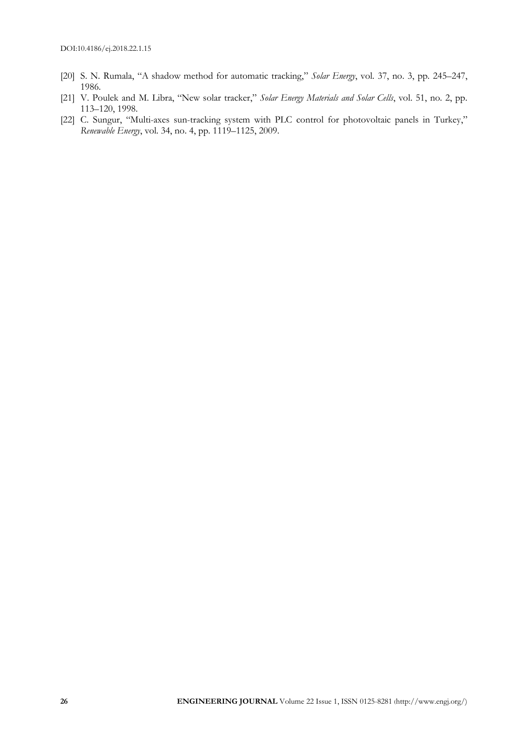[20] S. N. Rumala, "A shadow method for automatic tracking," *Solar Energy*, vol. 37, no. 3, pp. 245–247, 1986.

[21] V. Poulek and M. Libra, "New solar tracker," *Solar Energy Materials and Solar Cells*, vol. 51, no. 2, pp. 113–120, 1998.

[22] C. Sungur, "Multi-axes sun-tracking system with PLC control for photovoltaic panels in Turkey," *Renewable Energy*, vol. 34, no. 4, pp. 1119–1125, 2009.